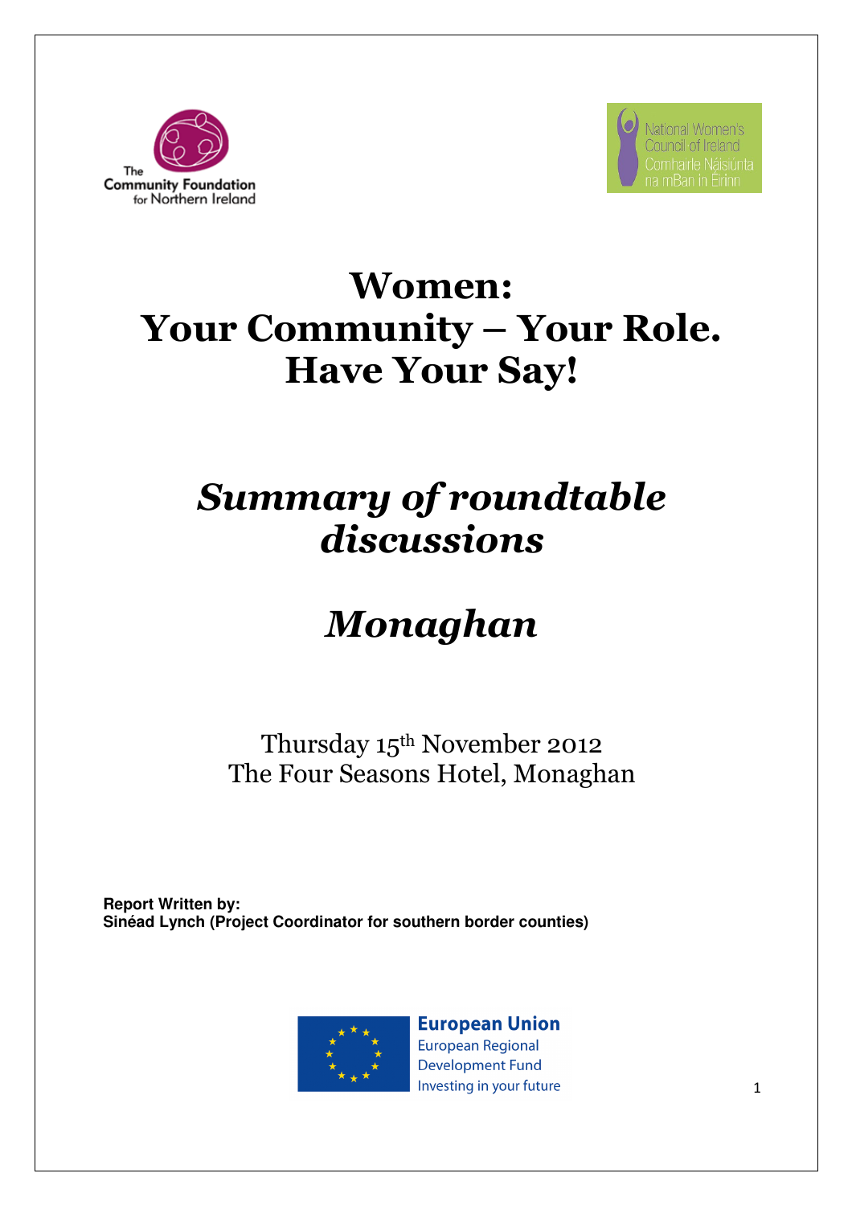The Community Foundation for Northern Ireland

National Women's Council of Ireland
Comhairle Náisiúnta na mBan in Éirinn

# Women:
# Your Community – Your Role.
# Have Your Say!

## *Summary of roundtable discussions*

## *Monaghan*

Thursday 15th November 2012
The Four Seasons Hotel, Monaghan

**Report Written by:**
**Sinéad Lynch (Project Coordinator for southern border counties)**

European Union
European Regional Development Fund
Investing in your future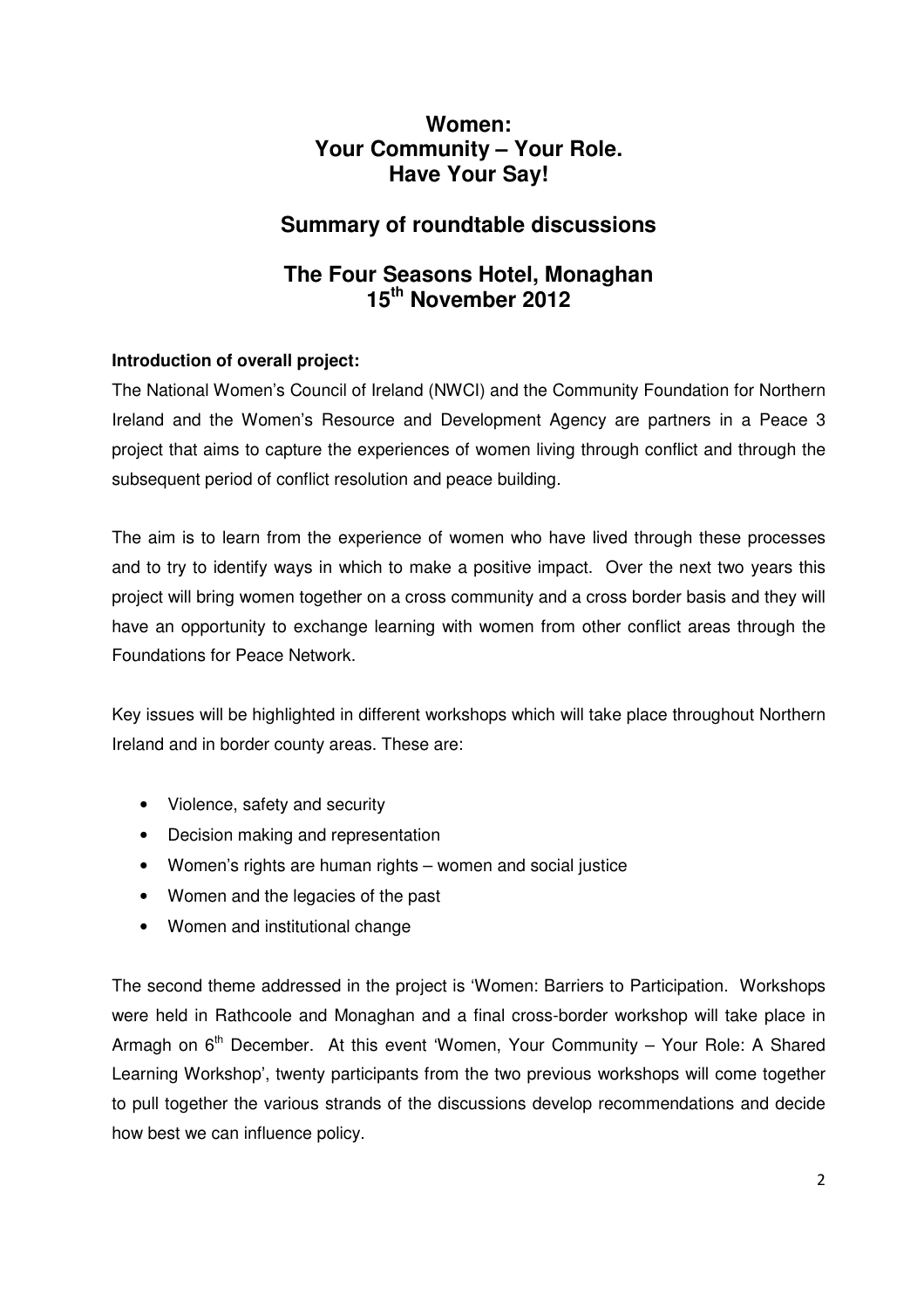# Women:
# Your Community – Your Role.
# Have Your Say!

## Summary of roundtable discussions

## The Four Seasons Hotel, Monaghan
## 15th November 2012

**Introduction of overall project:**

The National Women's Council of Ireland (NWCI) and the Community Foundation for Northern Ireland and the Women's Resource and Development Agency are partners in a Peace 3 project that aims to capture the experiences of women living through conflict and through the subsequent period of conflict resolution and peace building.

The aim is to learn from the experience of women who have lived through these processes and to try to identify ways in which to make a positive impact. Over the next two years this project will bring women together on a cross community and a cross border basis and they will have an opportunity to exchange learning with women from other conflict areas through the Foundations for Peace Network.

Key issues will be highlighted in different workshops which will take place throughout Northern Ireland and in border county areas. These are:

- Violence, safety and security
- Decision making and representation
- Women's rights are human rights – women and social justice
- Women and the legacies of the past
- Women and institutional change

The second theme addressed in the project is 'Women: Barriers to Participation. Workshops were held in Rathcoole and Monaghan and a final cross-border workshop will take place in Armagh on 6th December. At this event 'Women, Your Community – Your Role: A Shared Learning Workshop', twenty participants from the two previous workshops will come together to pull together the various strands of the discussions develop recommendations and decide how best we can influence policy.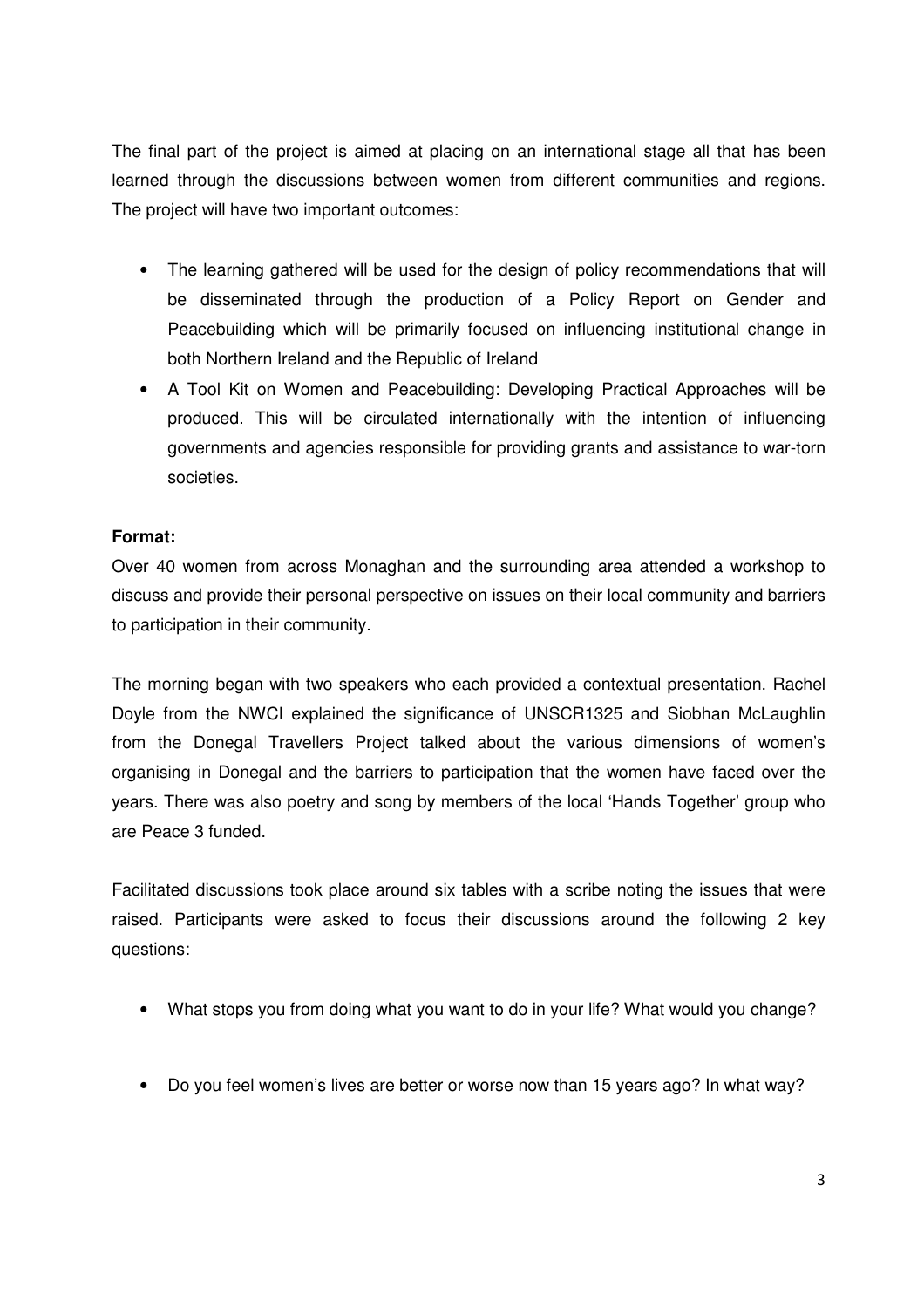The final part of the project is aimed at placing on an international stage all that has been learned through the discussions between women from different communities and regions. The project will have two important outcomes:

- The learning gathered will be used for the design of policy recommendations that will be disseminated through the production of a Policy Report on Gender and Peacebuilding which will be primarily focused on influencing institutional change in both Northern Ireland and the Republic of Ireland
- A Tool Kit on Women and Peacebuilding: Developing Practical Approaches will be produced. This will be circulated internationally with the intention of influencing governments and agencies responsible for providing grants and assistance to war-torn societies.

**Format:**

Over 40 women from across Monaghan and the surrounding area attended a workshop to discuss and provide their personal perspective on issues on their local community and barriers to participation in their community.

The morning began with two speakers who each provided a contextual presentation. Rachel Doyle from the NWCI explained the significance of UNSCR1325 and Siobhan McLaughlin from the Donegal Travellers Project talked about the various dimensions of women's organising in Donegal and the barriers to participation that the women have faced over the years. There was also poetry and song by members of the local 'Hands Together' group who are Peace 3 funded.

Facilitated discussions took place around six tables with a scribe noting the issues that were raised. Participants were asked to focus their discussions around the following 2 key questions:

- What stops you from doing what you want to do in your life? What would you change?
- Do you feel women's lives are better or worse now than 15 years ago? In what way?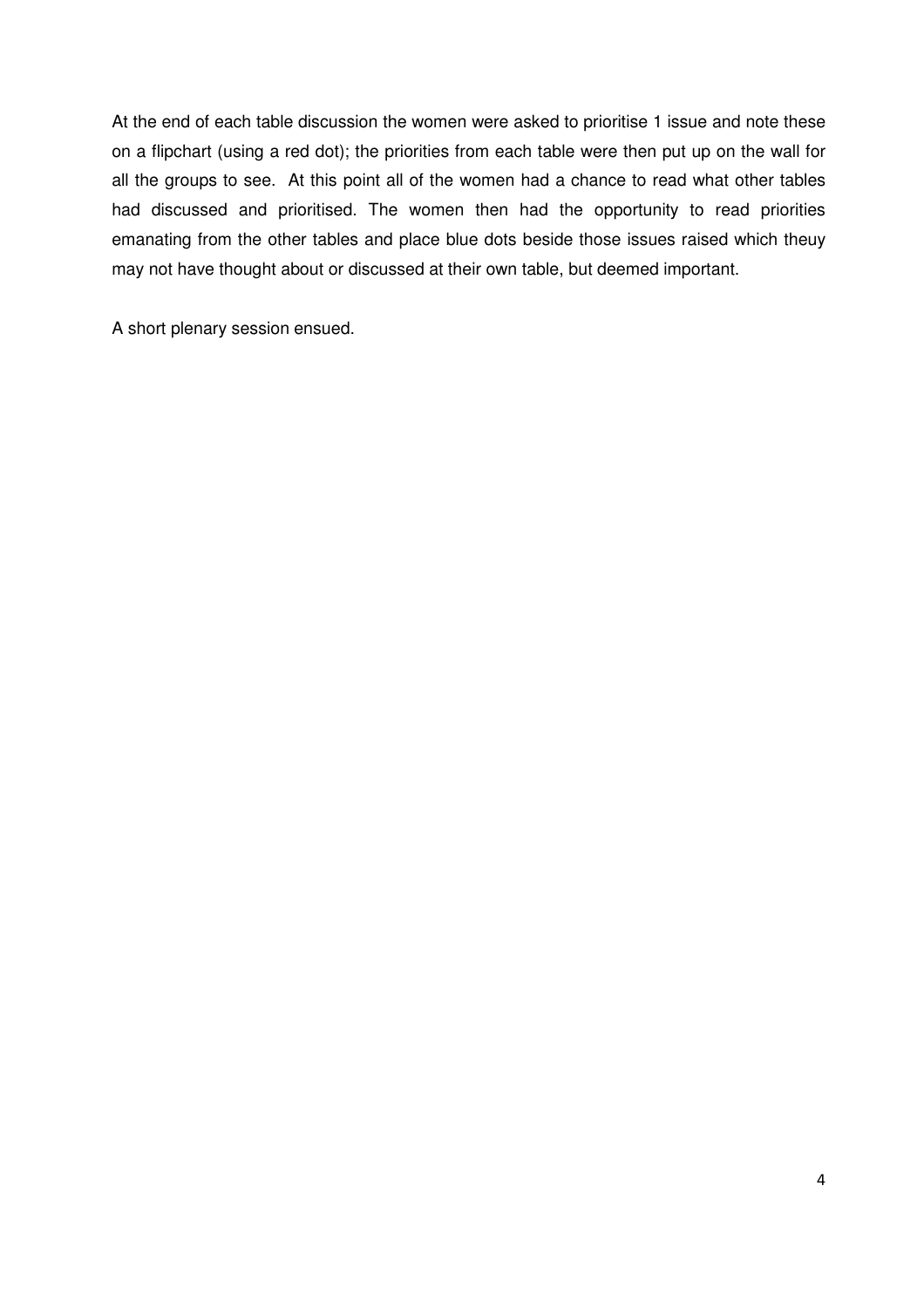At the end of each table discussion the women were asked to prioritise 1 issue and note these on a flipchart (using a red dot); the priorities from each table were then put up on the wall for all the groups to see. At this point all of the women had a chance to read what other tables had discussed and prioritised. The women then had the opportunity to read priorities emanating from the other tables and place blue dots beside those issues raised which theuy may not have thought about or discussed at their own table, but deemed important.

A short plenary session ensued.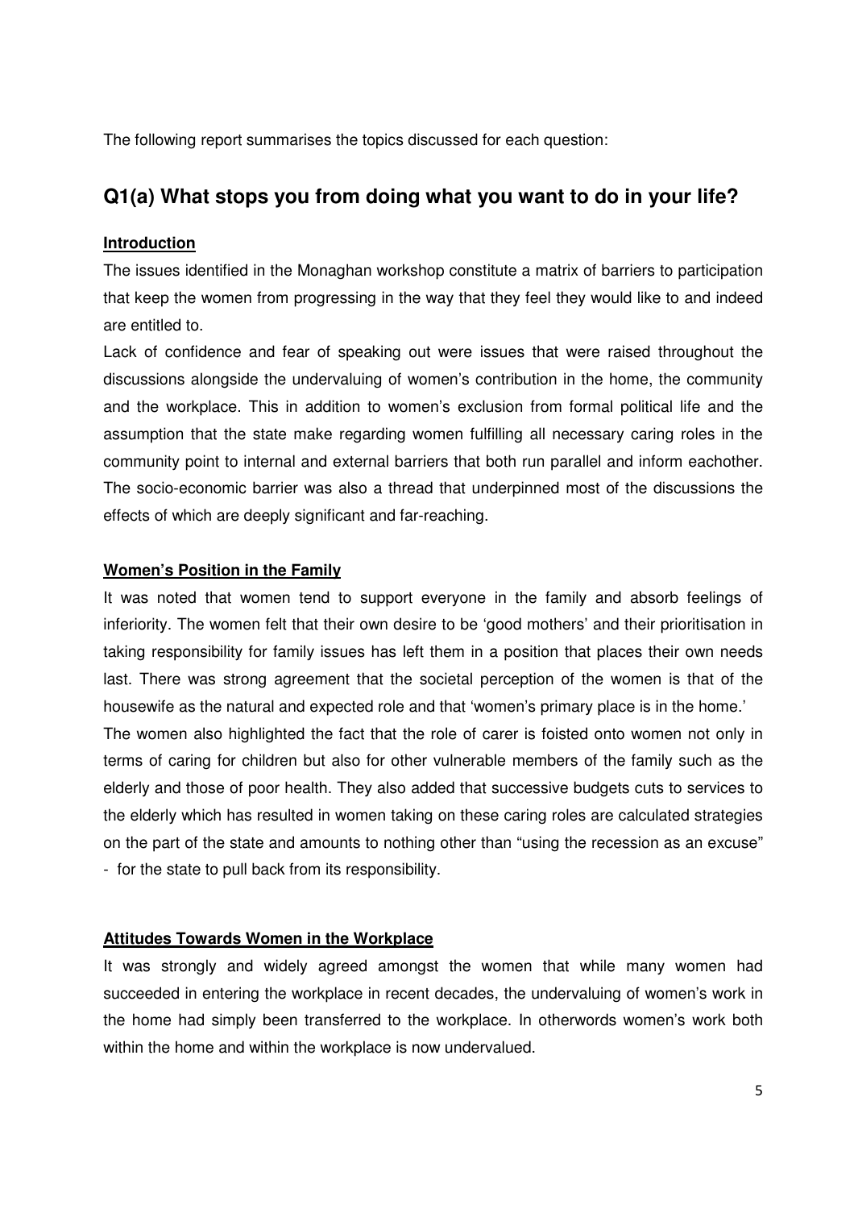The following report summarises the topics discussed for each question:

## Q1(a) What stops you from doing what you want to do in your life?

**Introduction**

The issues identified in the Monaghan workshop constitute a matrix of barriers to participation that keep the women from progressing in the way that they feel they would like to and indeed are entitled to.

Lack of confidence and fear of speaking out were issues that were raised throughout the discussions alongside the undervaluing of women's contribution in the home, the community and the workplace. This in addition to women's exclusion from formal political life and the assumption that the state make regarding women fulfilling all necessary caring roles in the community point to internal and external barriers that both run parallel and inform eachother. The socio-economic barrier was also a thread that underpinned most of the discussions the effects of which are deeply significant and far-reaching.

**Women's Position in the Family**

It was noted that women tend to support everyone in the family and absorb feelings of inferiority. The women felt that their own desire to be 'good mothers' and their prioritisation in taking responsibility for family issues has left them in a position that places their own needs last. There was strong agreement that the societal perception of the women is that of the housewife as the natural and expected role and that 'women's primary place is in the home.'

The women also highlighted the fact that the role of carer is foisted onto women not only in terms of caring for children but also for other vulnerable members of the family such as the elderly and those of poor health. They also added that successive budgets cuts to services to the elderly which has resulted in women taking on these caring roles are calculated strategies on the part of the state and amounts to nothing other than "using the recession as an excuse" - for the state to pull back from its responsibility.

**Attitudes Towards Women in the Workplace**

It was strongly and widely agreed amongst the women that while many women had succeeded in entering the workplace in recent decades, the undervaluing of women's work in the home had simply been transferred to the workplace. In otherwords women's work both within the home and within the workplace is now undervalued.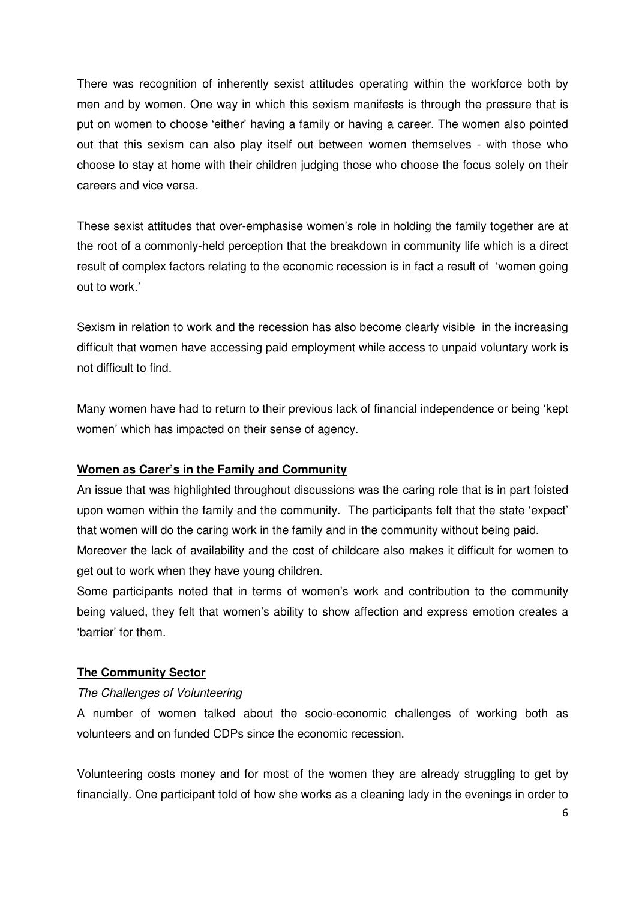There was recognition of inherently sexist attitudes operating within the workforce both by men and by women. One way in which this sexism manifests is through the pressure that is put on women to choose 'either' having a family or having a career. The women also pointed out that this sexism can also play itself out between women themselves - with those who choose to stay at home with their children judging those who choose the focus solely on their careers and vice versa.

These sexist attitudes that over-emphasise women's role in holding the family together are at the root of a commonly-held perception that the breakdown in community life which is a direct result of complex factors relating to the economic recession is in fact a result of 'women going out to work.'

Sexism in relation to work and the recession has also become clearly visible in the increasing difficult that women have accessing paid employment while access to unpaid voluntary work is not difficult to find.

Many women have had to return to their previous lack of financial independence or being 'kept women' which has impacted on their sense of agency.

**Women as Carer's in the Family and Community**

An issue that was highlighted throughout discussions was the caring role that is in part foisted upon women within the family and the community. The participants felt that the state 'expect' that women will do the caring work in the family and in the community without being paid.

Moreover the lack of availability and the cost of childcare also makes it difficult for women to get out to work when they have young children.

Some participants noted that in terms of women's work and contribution to the community being valued, they felt that women's ability to show affection and express emotion creates a 'barrier' for them.

**The Community Sector**

*The Challenges of Volunteering*

A number of women talked about the socio-economic challenges of working both as volunteers and on funded CDPs since the economic recession.

Volunteering costs money and for most of the women they are already struggling to get by financially. One participant told of how she works as a cleaning lady in the evenings in order to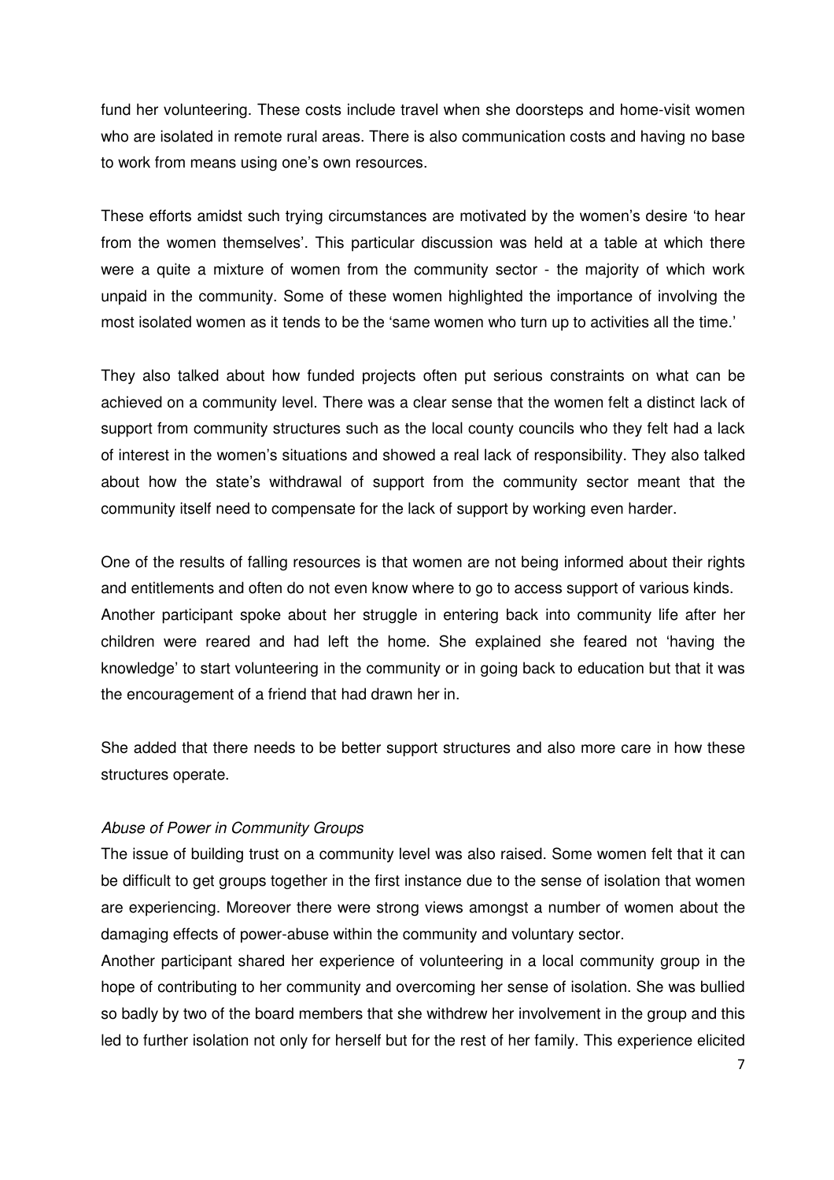fund her volunteering. These costs include travel when she doorsteps and home-visit women who are isolated in remote rural areas. There is also communication costs and having no base to work from means using one's own resources.

These efforts amidst such trying circumstances are motivated by the women's desire 'to hear from the women themselves'. This particular discussion was held at a table at which there were a quite a mixture of women from the community sector - the majority of which work unpaid in the community. Some of these women highlighted the importance of involving the most isolated women as it tends to be the 'same women who turn up to activities all the time.'

They also talked about how funded projects often put serious constraints on what can be achieved on a community level. There was a clear sense that the women felt a distinct lack of support from community structures such as the local county councils who they felt had a lack of interest in the women's situations and showed a real lack of responsibility. They also talked about how the state's withdrawal of support from the community sector meant that the community itself need to compensate for the lack of support by working even harder.

One of the results of falling resources is that women are not being informed about their rights and entitlements and often do not even know where to go to access support of various kinds. Another participant spoke about her struggle in entering back into community life after her children were reared and had left the home. She explained she feared not 'having the knowledge' to start volunteering in the community or in going back to education but that it was the encouragement of a friend that had drawn her in.

She added that there needs to be better support structures and also more care in how these structures operate.

*Abuse of Power in Community Groups*

The issue of building trust on a community level was also raised. Some women felt that it can be difficult to get groups together in the first instance due to the sense of isolation that women are experiencing. Moreover there were strong views amongst a number of women about the damaging effects of power-abuse within the community and voluntary sector.

Another participant shared her experience of volunteering in a local community group in the hope of contributing to her community and overcoming her sense of isolation. She was bullied so badly by two of the board members that she withdrew her involvement in the group and this led to further isolation not only for herself but for the rest of her family. This experience elicited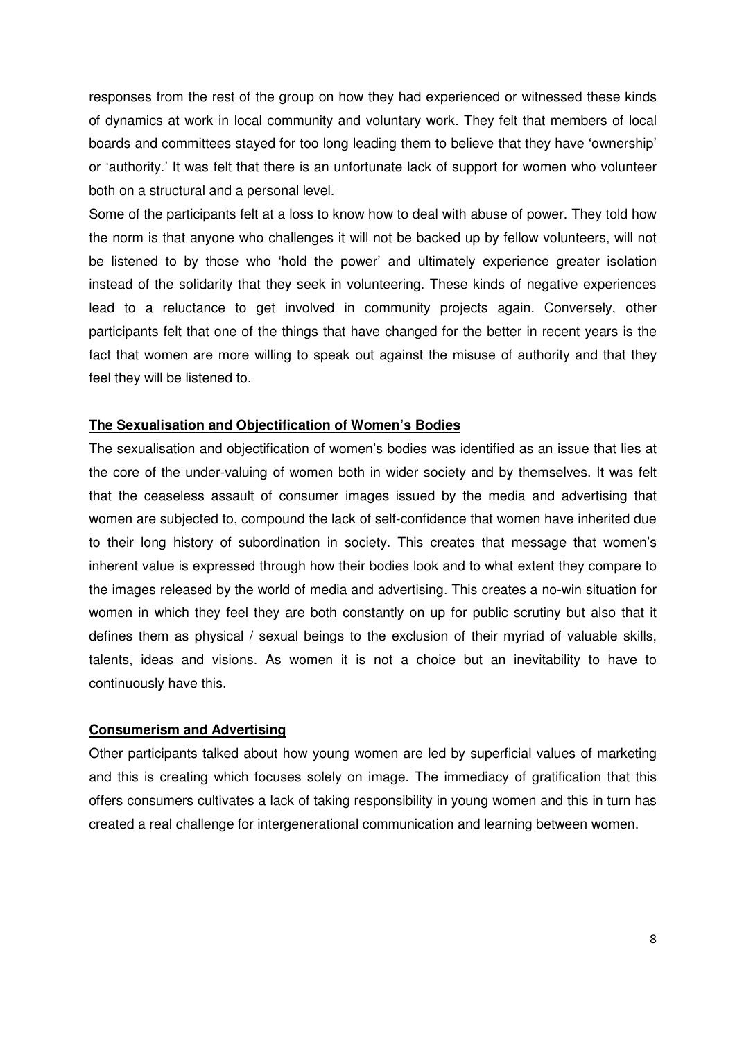responses from the rest of the group on how they had experienced or witnessed these kinds of dynamics at work in local community and voluntary work. They felt that members of local boards and committees stayed for too long leading them to believe that they have 'ownership' or 'authority.' It was felt that there is an unfortunate lack of support for women who volunteer both on a structural and a personal level.

Some of the participants felt at a loss to know how to deal with abuse of power. They told how the norm is that anyone who challenges it will not be backed up by fellow volunteers, will not be listened to by those who 'hold the power' and ultimately experience greater isolation instead of the solidarity that they seek in volunteering. These kinds of negative experiences lead to a reluctance to get involved in community projects again. Conversely, other participants felt that one of the things that have changed for the better in recent years is the fact that women are more willing to speak out against the misuse of authority and that they feel they will be listened to.

**The Sexualisation and Objectification of Women's Bodies**

The sexualisation and objectification of women's bodies was identified as an issue that lies at the core of the under-valuing of women both in wider society and by themselves. It was felt that the ceaseless assault of consumer images issued by the media and advertising that women are subjected to, compound the lack of self-confidence that women have inherited due to their long history of subordination in society. This creates that message that women's inherent value is expressed through how their bodies look and to what extent they compare to the images released by the world of media and advertising. This creates a no-win situation for women in which they feel they are both constantly on up for public scrutiny but also that it defines them as physical / sexual beings to the exclusion of their myriad of valuable skills, talents, ideas and visions. As women it is not a choice but an inevitability to have to continuously have this.

**Consumerism and Advertising**

Other participants talked about how young women are led by superficial values of marketing and this is creating which focuses solely on image. The immediacy of gratification that this offers consumers cultivates a lack of taking responsibility in young women and this in turn has created a real challenge for intergenerational communication and learning between women.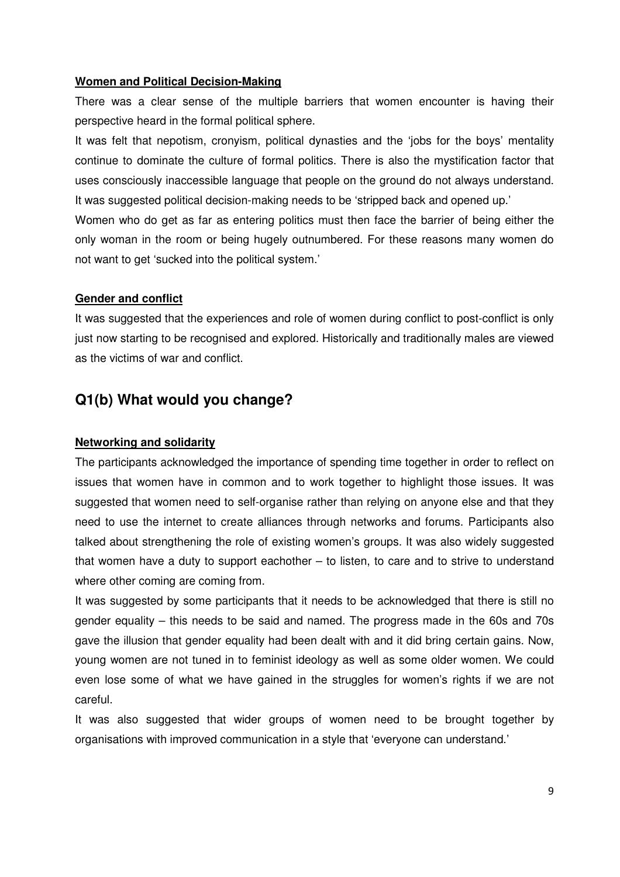**Women and Political Decision-Making**

There was a clear sense of the multiple barriers that women encounter is having their perspective heard in the formal political sphere.

It was felt that nepotism, cronyism, political dynasties and the 'jobs for the boys' mentality continue to dominate the culture of formal politics. There is also the mystification factor that uses consciously inaccessible language that people on the ground do not always understand. It was suggested political decision-making needs to be 'stripped back and opened up.'

Women who do get as far as entering politics must then face the barrier of being either the only woman in the room or being hugely outnumbered. For these reasons many women do not want to get 'sucked into the political system.'

**Gender and conflict**

It was suggested that the experiences and role of women during conflict to post-conflict is only just now starting to be recognised and explored. Historically and traditionally males are viewed as the victims of war and conflict.

## Q1(b) What would you change?

**Networking and solidarity**

The participants acknowledged the importance of spending time together in order to reflect on issues that women have in common and to work together to highlight those issues. It was suggested that women need to self-organise rather than relying on anyone else and that they need to use the internet to create alliances through networks and forums. Participants also talked about strengthening the role of existing women's groups. It was also widely suggested that women have a duty to support eachother – to listen, to care and to strive to understand where other coming are coming from.

It was suggested by some participants that it needs to be acknowledged that there is still no gender equality – this needs to be said and named. The progress made in the 60s and 70s gave the illusion that gender equality had been dealt with and it did bring certain gains. Now, young women are not tuned in to feminist ideology as well as some older women. We could even lose some of what we have gained in the struggles for women's rights if we are not careful.

It was also suggested that wider groups of women need to be brought together by organisations with improved communication in a style that 'everyone can understand.'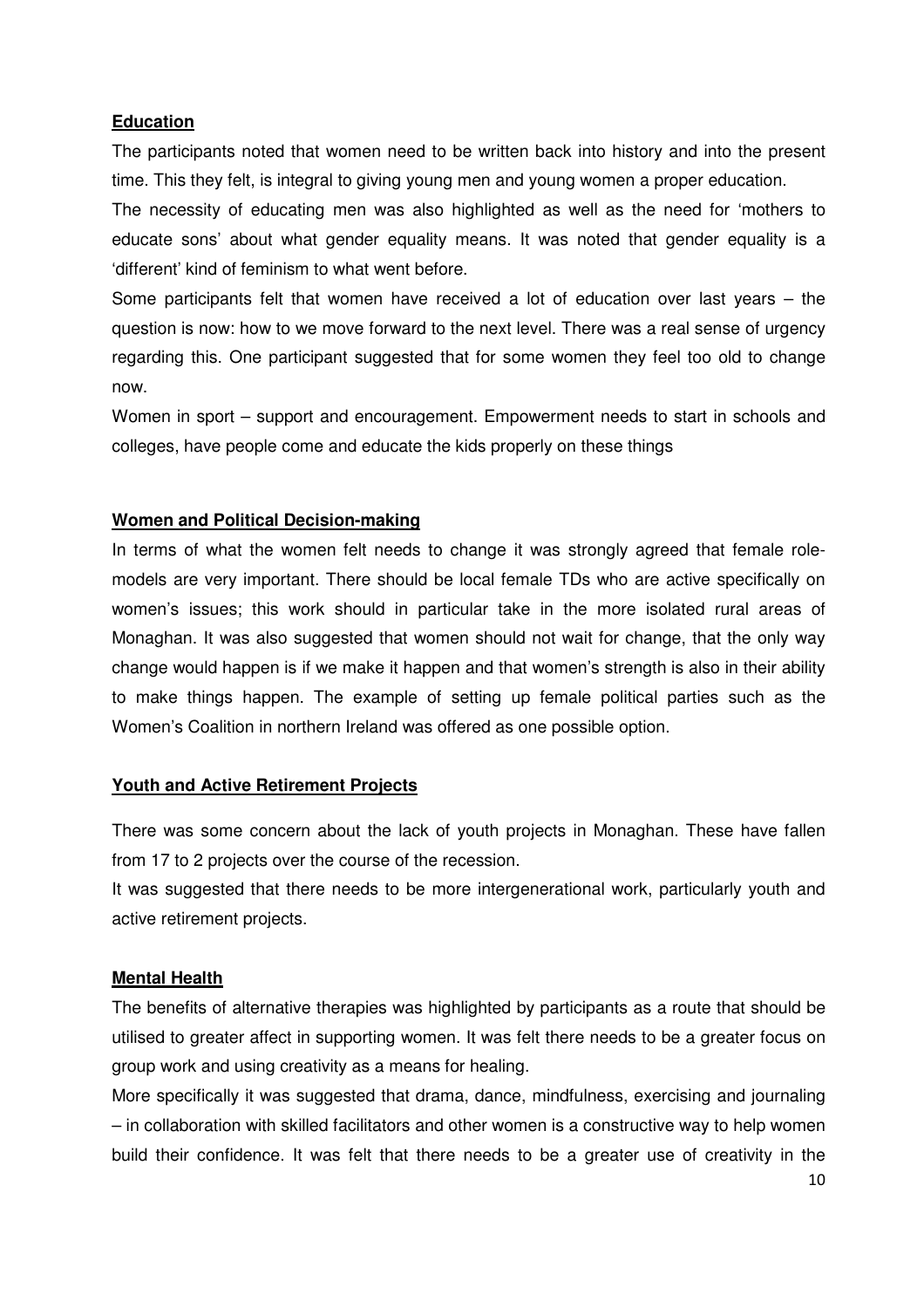**Education**

The participants noted that women need to be written back into history and into the present time. This they felt, is integral to giving young men and young women a proper education.

The necessity of educating men was also highlighted as well as the need for 'mothers to educate sons' about what gender equality means. It was noted that gender equality is a 'different' kind of feminism to what went before.

Some participants felt that women have received a lot of education over last years – the question is now: how to we move forward to the next level. There was a real sense of urgency regarding this. One participant suggested that for some women they feel too old to change now.

Women in sport – support and encouragement. Empowerment needs to start in schools and colleges, have people come and educate the kids properly on these things

**Women and Political Decision-making**

In terms of what the women felt needs to change it was strongly agreed that female role-models are very important. There should be local female TDs who are active specifically on women's issues; this work should in particular take in the more isolated rural areas of Monaghan. It was also suggested that women should not wait for change, that the only way change would happen is if we make it happen and that women's strength is also in their ability to make things happen. The example of setting up female political parties such as the Women's Coalition in northern Ireland was offered as one possible option.

**Youth and Active Retirement Projects**

There was some concern about the lack of youth projects in Monaghan. These have fallen from 17 to 2 projects over the course of the recession.

It was suggested that there needs to be more intergenerational work, particularly youth and active retirement projects.

**Mental Health**

The benefits of alternative therapies was highlighted by participants as a route that should be utilised to greater affect in supporting women. It was felt there needs to be a greater focus on group work and using creativity as a means for healing.

More specifically it was suggested that drama, dance, mindfulness, exercising and journaling – in collaboration with skilled facilitators and other women is a constructive way to help women build their confidence. It was felt that there needs to be a greater use of creativity in the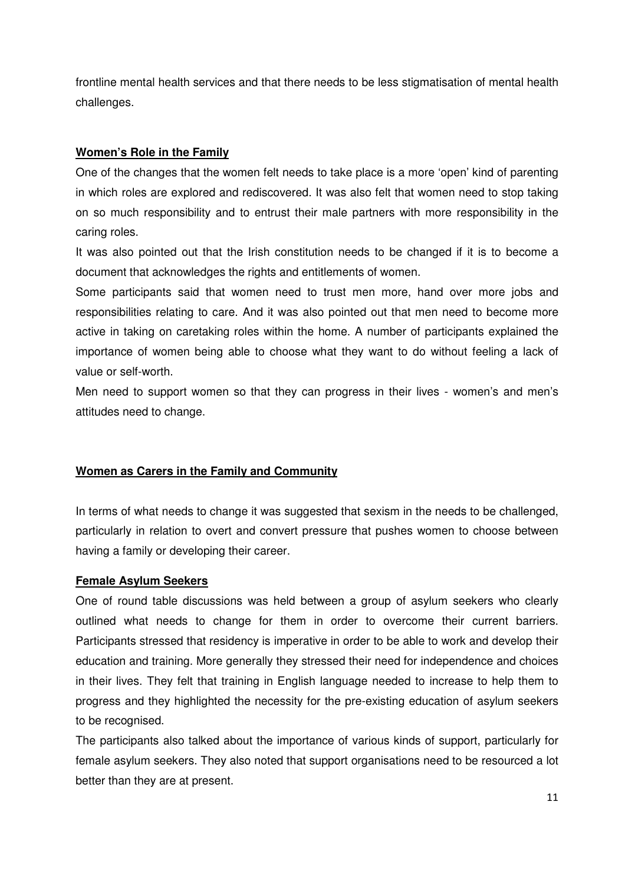frontline mental health services and that there needs to be less stigmatisation of mental health challenges.

## Women's Role in the Family

One of the changes that the women felt needs to take place is a more 'open' kind of parenting in which roles are explored and rediscovered. It was also felt that women need to stop taking on so much responsibility and to entrust their male partners with more responsibility in the caring roles.

It was also pointed out that the Irish constitution needs to be changed if it is to become a document that acknowledges the rights and entitlements of women.

Some participants said that women need to trust men more, hand over more jobs and responsibilities relating to care. And it was also pointed out that men need to become more active in taking on caretaking roles within the home. A number of participants explained the importance of women being able to choose what they want to do without feeling a lack of value or self-worth.

Men need to support women so that they can progress in their lives - women's and men's attitudes need to change.

## Women as Carers in the Family and Community

In terms of what needs to change it was suggested that sexism in the needs to be challenged, particularly in relation to overt and convert pressure that pushes women to choose between having a family or developing their career.

## Female Asylum Seekers

One of round table discussions was held between a group of asylum seekers who clearly outlined what needs to change for them in order to overcome their current barriers. Participants stressed that residency is imperative in order to be able to work and develop their education and training. More generally they stressed their need for independence and choices in their lives. They felt that training in English language needed to increase to help them to progress and they highlighted the necessity for the pre-existing education of asylum seekers to be recognised.

The participants also talked about the importance of various kinds of support, particularly for female asylum seekers. They also noted that support organisations need to be resourced a lot better than they are at present.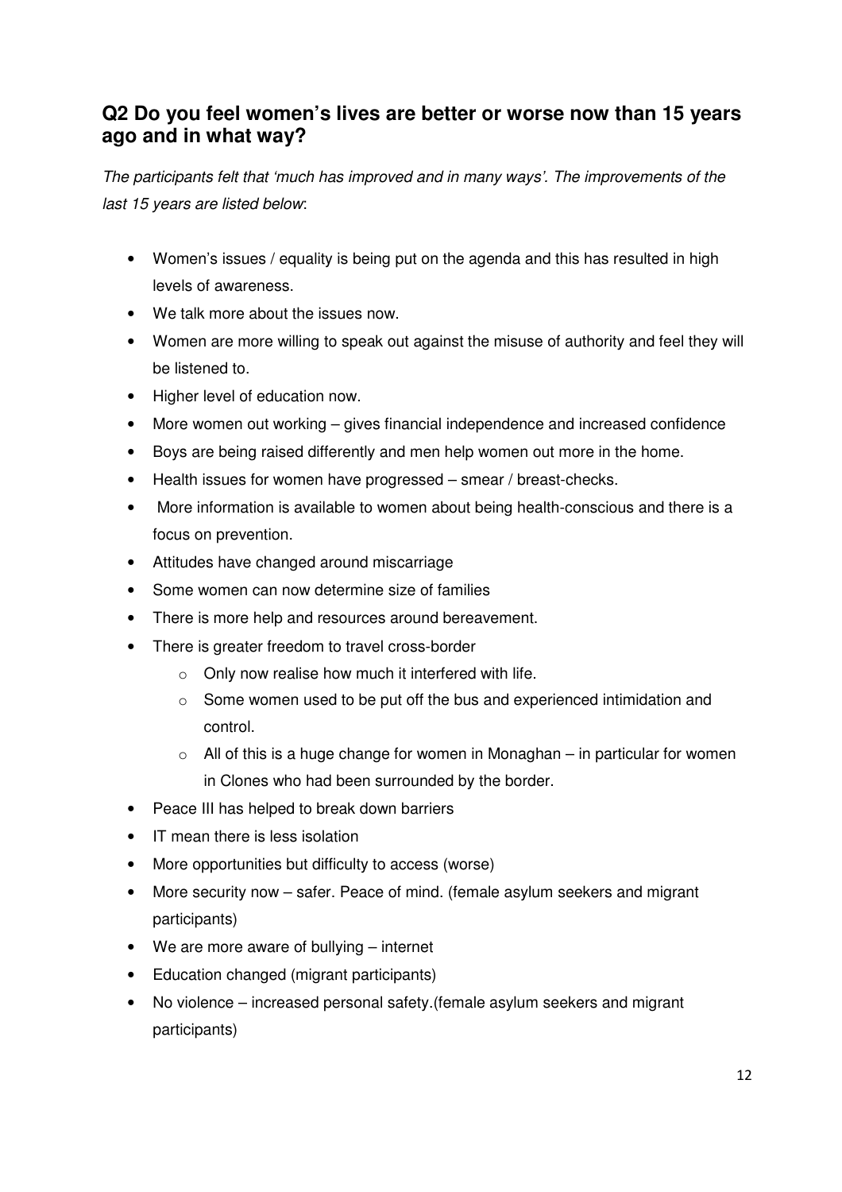## Q2 Do you feel women's lives are better or worse now than 15 years ago and in what way?

*The participants felt that 'much has improved and in many ways'. The improvements of the last 15 years are listed below*:

- Women's issues / equality is being put on the agenda and this has resulted in high levels of awareness.
- We talk more about the issues now.
- Women are more willing to speak out against the misuse of authority and feel they will be listened to.
- Higher level of education now.
- More women out working – gives financial independence and increased confidence
- Boys are being raised differently and men help women out more in the home.
- Health issues for women have progressed – smear / breast-checks.
- More information is available to women about being health-conscious and there is a focus on prevention.
- Attitudes have changed around miscarriage
- Some women can now determine size of families
- There is more help and resources around bereavement.
- There is greater freedom to travel cross-border
    - Only now realise how much it interfered with life.
    - Some women used to be put off the bus and experienced intimidation and control.
    - All of this is a huge change for women in Monaghan – in particular for women in Clones who had been surrounded by the border.
- Peace III has helped to break down barriers
- IT mean there is less isolation
- More opportunities but difficulty to access (worse)
- More security now – safer. Peace of mind. (female asylum seekers and migrant participants)
- We are more aware of bullying – internet
- Education changed (migrant participants)
- No violence – increased personal safety.(female asylum seekers and migrant participants)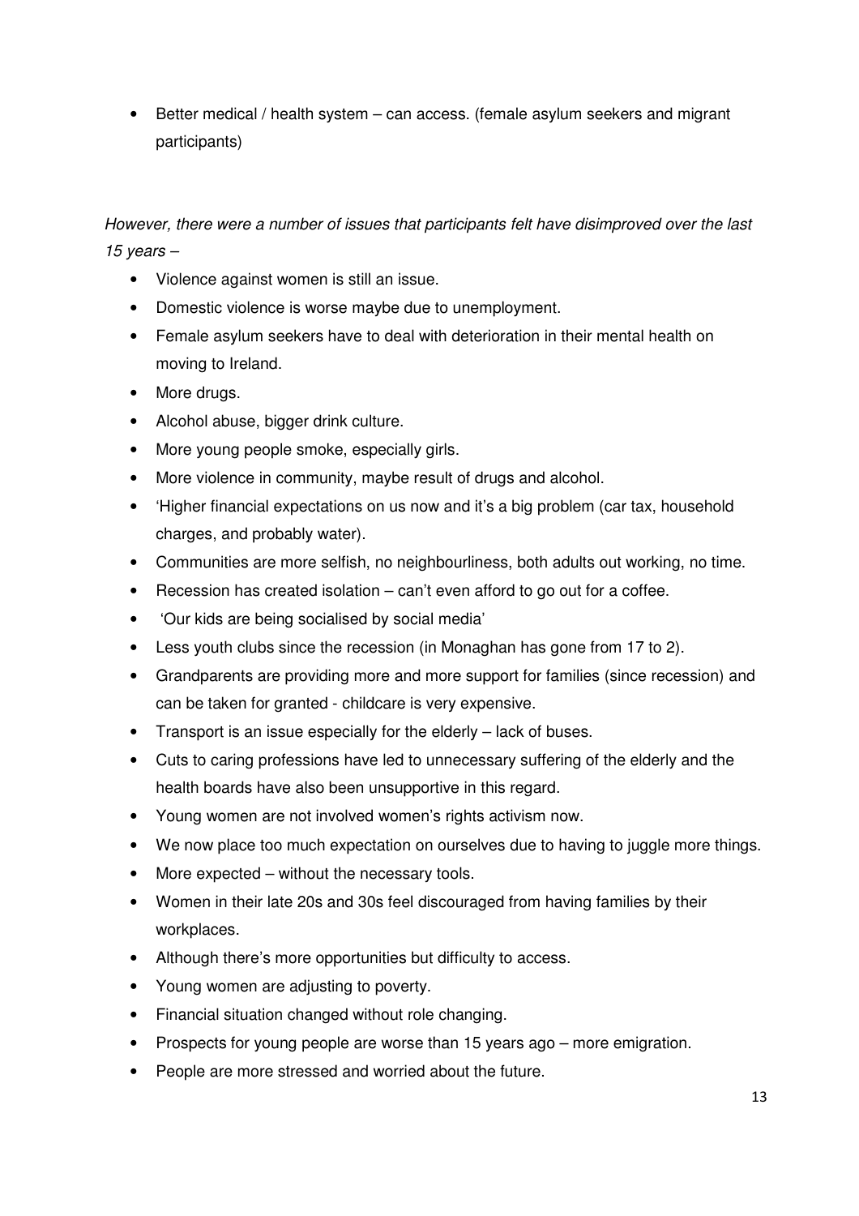- Better medical / health system – can access. (female asylum seekers and migrant participants)

*However, there were a number of issues that participants felt have disimproved over the last 15 years –*

- Violence against women is still an issue.
- Domestic violence is worse maybe due to unemployment.
- Female asylum seekers have to deal with deterioration in their mental health on moving to Ireland.
- More drugs.
- Alcohol abuse, bigger drink culture.
- More young people smoke, especially girls.
- More violence in community, maybe result of drugs and alcohol.
- 'Higher financial expectations on us now and it's a big problem (car tax, household charges, and probably water).
- Communities are more selfish, no neighbourliness, both adults out working, no time.
- Recession has created isolation – can't even afford to go out for a coffee.
- 'Our kids are being socialised by social media'
- Less youth clubs since the recession (in Monaghan has gone from 17 to 2).
- Grandparents are providing more and more support for families (since recession) and can be taken for granted - childcare is very expensive.
- Transport is an issue especially for the elderly – lack of buses.
- Cuts to caring professions have led to unnecessary suffering of the elderly and the health boards have also been unsupportive in this regard.
- Young women are not involved women's rights activism now.
- We now place too much expectation on ourselves due to having to juggle more things.
- More expected – without the necessary tools.
- Women in their late 20s and 30s feel discouraged from having families by their workplaces.
- Although there's more opportunities but difficulty to access.
- Young women are adjusting to poverty.
- Financial situation changed without role changing.
- Prospects for young people are worse than 15 years ago – more emigration.
- People are more stressed and worried about the future.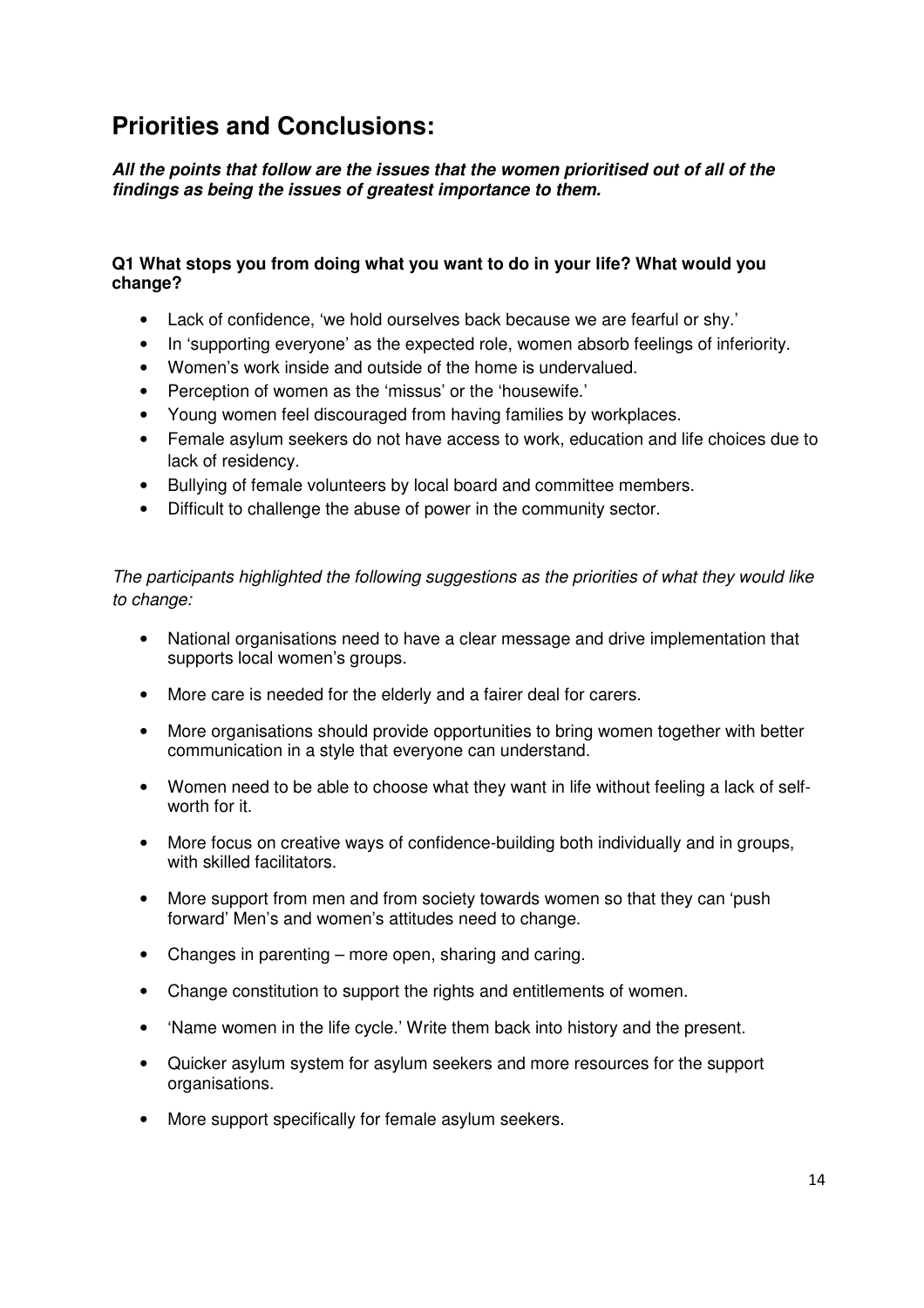# Priorities and Conclusions:

***All the points that follow are the issues that the women prioritised out of all of the findings as being the issues of greatest importance to them.***

**Q1 What stops you from doing what you want to do in your life? What would you change?**

- Lack of confidence, 'we hold ourselves back because we are fearful or shy.'
- In 'supporting everyone' as the expected role, women absorb feelings of inferiority.
- Women's work inside and outside of the home is undervalued.
- Perception of women as the 'missus' or the 'housewife.'
- Young women feel discouraged from having families by workplaces.
- Female asylum seekers do not have access to work, education and life choices due to lack of residency.
- Bullying of female volunteers by local board and committee members.
- Difficult to challenge the abuse of power in the community sector.

*The participants highlighted the following suggestions as the priorities of what they would like to change:*

- National organisations need to have a clear message and drive implementation that supports local women's groups.
- More care is needed for the elderly and a fairer deal for carers.
- More organisations should provide opportunities to bring women together with better communication in a style that everyone can understand.
- Women need to be able to choose what they want in life without feeling a lack of self-worth for it.
- More focus on creative ways of confidence-building both individually and in groups, with skilled facilitators.
- More support from men and from society towards women so that they can 'push forward' Men's and women's attitudes need to change.
- Changes in parenting – more open, sharing and caring.
- Change constitution to support the rights and entitlements of women.
- 'Name women in the life cycle.' Write them back into history and the present.
- Quicker asylum system for asylum seekers and more resources for the support organisations.
- More support specifically for female asylum seekers.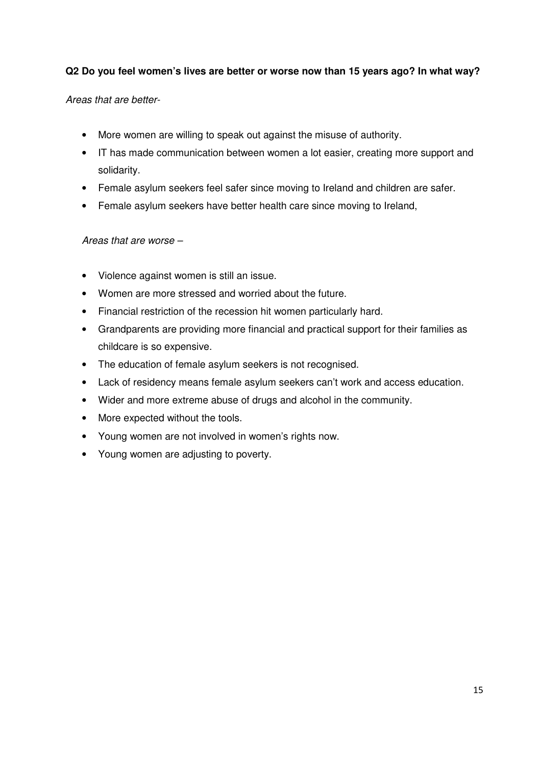**Q2 Do you feel women's lives are better or worse now than 15 years ago? In what way?**

*Areas that are better-*

- More women are willing to speak out against the misuse of authority.
- IT has made communication between women a lot easier, creating more support and solidarity.
- Female asylum seekers feel safer since moving to Ireland and children are safer.
- Female asylum seekers have better health care since moving to Ireland,

*Areas that are worse –*

- Violence against women is still an issue.
- Women are more stressed and worried about the future.
- Financial restriction of the recession hit women particularly hard.
- Grandparents are providing more financial and practical support for their families as childcare is so expensive.
- The education of female asylum seekers is not recognised.
- Lack of residency means female asylum seekers can't work and access education.
- Wider and more extreme abuse of drugs and alcohol in the community.
- More expected without the tools.
- Young women are not involved in women's rights now.
- Young women are adjusting to poverty.